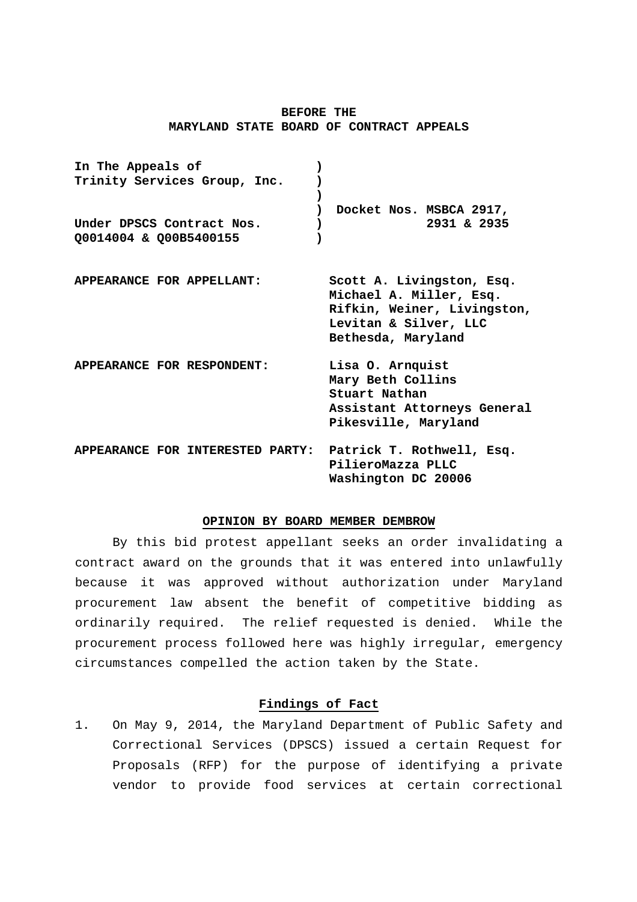**BEFORE THE**
**MARYLAND STATE BOARD OF CONTRACT APPEALS**

| | |
|---|---|
| **In The Appeals of** **Trinity Services Group, Inc.** **Under DPSCS Contract Nos. Q0014004 & Q00B5400155** | **Docket Nos. MSBCA 2917, 2931 & 2935** |

**APPEARANCE FOR APPELLANT:** **Scott A. Livingston, Esq.**
**Michael A. Miller, Esq.**
**Rifkin, Weiner, Livingston, Levitan & Silver, LLC**
**Bethesda, Maryland**

**APPEARANCE FOR RESPONDENT:** **Lisa O. Arnquist**
**Mary Beth Collins**
**Stuart Nathan**
**Assistant Attorneys General**
**Pikesville, Maryland**

**APPEARANCE FOR INTERESTED PARTY:** **Patrick T. Rothwell, Esq.**
**PilieroMazza PLLC**
**Washington DC 20006**

**OPINION BY BOARD MEMBER DEMBROW**

By this bid protest appellant seeks an order invalidating a contract award on the grounds that it was entered into unlawfully because it was approved without authorization under Maryland procurement law absent the benefit of competitive bidding as ordinarily required. The relief requested is denied. While the procurement process followed here was highly irregular, emergency circumstances compelled the action taken by the State.

**Findings of Fact**

1. On May 9, 2014, the Maryland Department of Public Safety and Correctional Services (DPSCS) issued a certain Request for Proposals (RFP) for the purpose of identifying a private vendor to provide food services at certain correctional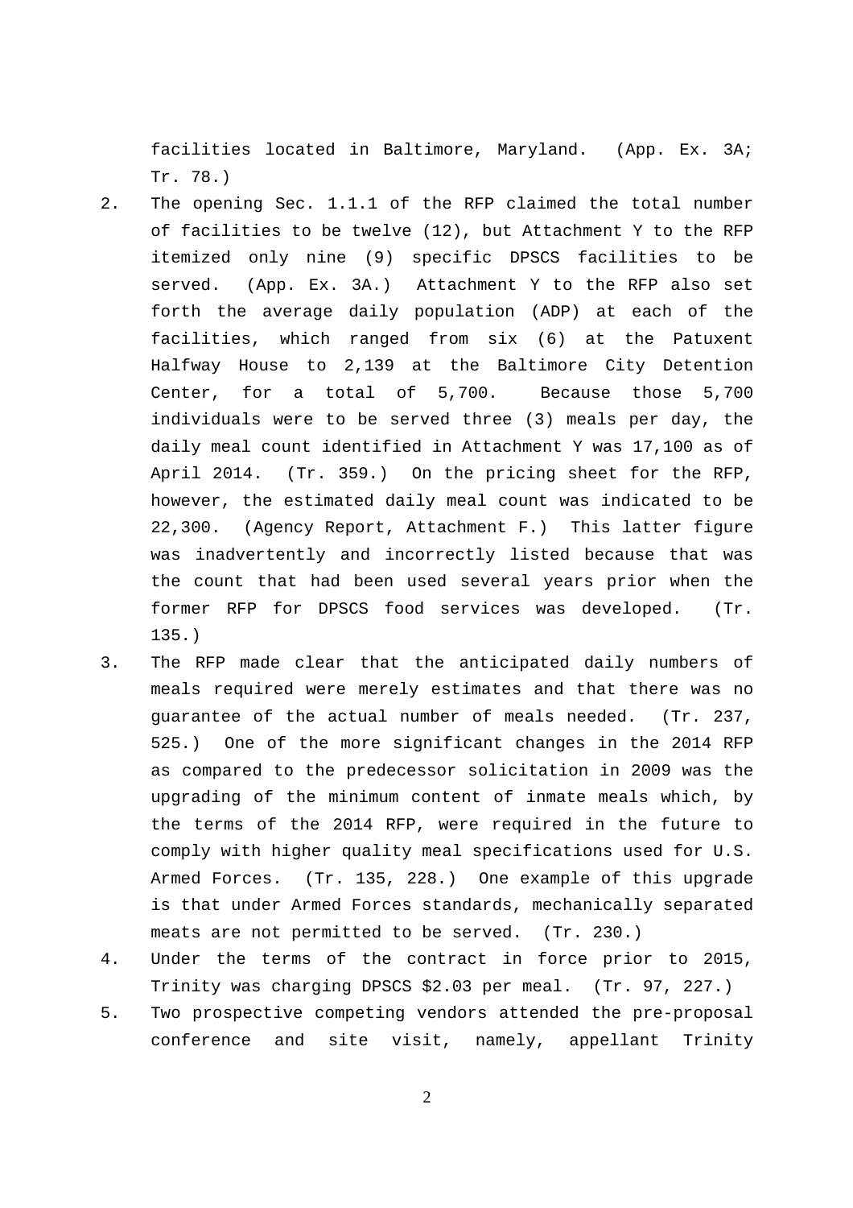facilities located in Baltimore, Maryland. (App. Ex. 3A; Tr. 78.)

2. The opening Sec. 1.1.1 of the RFP claimed the total number of facilities to be twelve (12), but Attachment Y to the RFP itemized only nine (9) specific DPSCS facilities to be served. (App. Ex. 3A.) Attachment Y to the RFP also set forth the average daily population (ADP) at each of the facilities, which ranged from six (6) at the Patuxent Halfway House to 2,139 at the Baltimore City Detention Center, for a total of 5,700. Because those 5,700 individuals were to be served three (3) meals per day, the daily meal count identified in Attachment Y was 17,100 as of April 2014. (Tr. 359.) On the pricing sheet for the RFP, however, the estimated daily meal count was indicated to be 22,300. (Agency Report, Attachment F.) This latter figure was inadvertently and incorrectly listed because that was the count that had been used several years prior when the former RFP for DPSCS food services was developed. (Tr. 135.)

3. The RFP made clear that the anticipated daily numbers of meals required were merely estimates and that there was no guarantee of the actual number of meals needed. (Tr. 237, 525.) One of the more significant changes in the 2014 RFP as compared to the predecessor solicitation in 2009 was the upgrading of the minimum content of inmate meals which, by the terms of the 2014 RFP, were required in the future to comply with higher quality meal specifications used for U.S. Armed Forces. (Tr. 135, 228.) One example of this upgrade is that under Armed Forces standards, mechanically separated meats are not permitted to be served. (Tr. 230.)

4. Under the terms of the contract in force prior to 2015, Trinity was charging DPSCS $2.03 per meal. (Tr. 97, 227.)

5. Two prospective competing vendors attended the pre-proposal conference and site visit, namely, appellant Trinity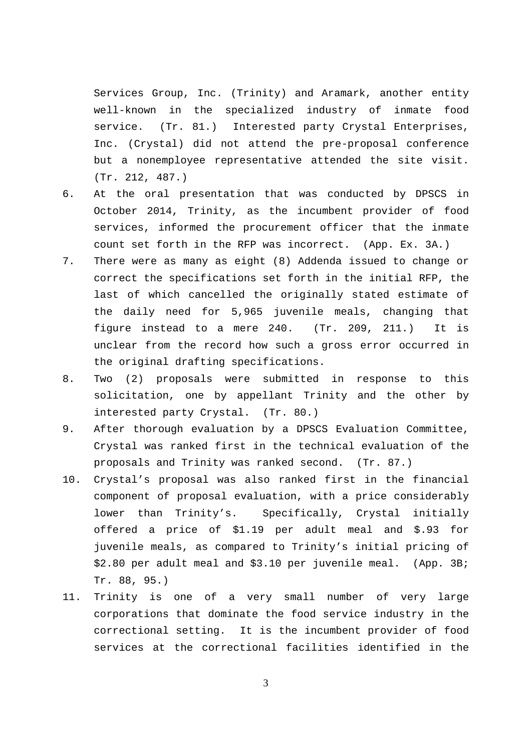Services Group, Inc. (Trinity) and Aramark, another entity well-known in the specialized industry of inmate food service. (Tr. 81.) Interested party Crystal Enterprises, Inc. (Crystal) did not attend the pre-proposal conference but a nonemployee representative attended the site visit. (Tr. 212, 487.)

6. At the oral presentation that was conducted by DPSCS in October 2014, Trinity, as the incumbent provider of food services, informed the procurement officer that the inmate count set forth in the RFP was incorrect. (App. Ex. 3A.)
7. There were as many as eight (8) Addenda issued to change or correct the specifications set forth in the initial RFP, the last of which cancelled the originally stated estimate of the daily need for 5,965 juvenile meals, changing that figure instead to a mere 240. (Tr. 209, 211.) It is unclear from the record how such a gross error occurred in the original drafting specifications.
8. Two (2) proposals were submitted in response to this solicitation, one by appellant Trinity and the other by interested party Crystal. (Tr. 80.)
9. After thorough evaluation by a DPSCS Evaluation Committee, Crystal was ranked first in the technical evaluation of the proposals and Trinity was ranked second. (Tr. 87.)
10. Crystal's proposal was also ranked first in the financial component of proposal evaluation, with a price considerably lower than Trinity's. Specifically, Crystal initially offered a price of $1.19 per adult meal and $.93 for juvenile meals, as compared to Trinity's initial pricing of $2.80 per adult meal and $3.10 per juvenile meal. (App. 3B; Tr. 88, 95.)
11. Trinity is one of a very small number of very large corporations that dominate the food service industry in the correctional setting. It is the incumbent provider of food services at the correctional facilities identified in the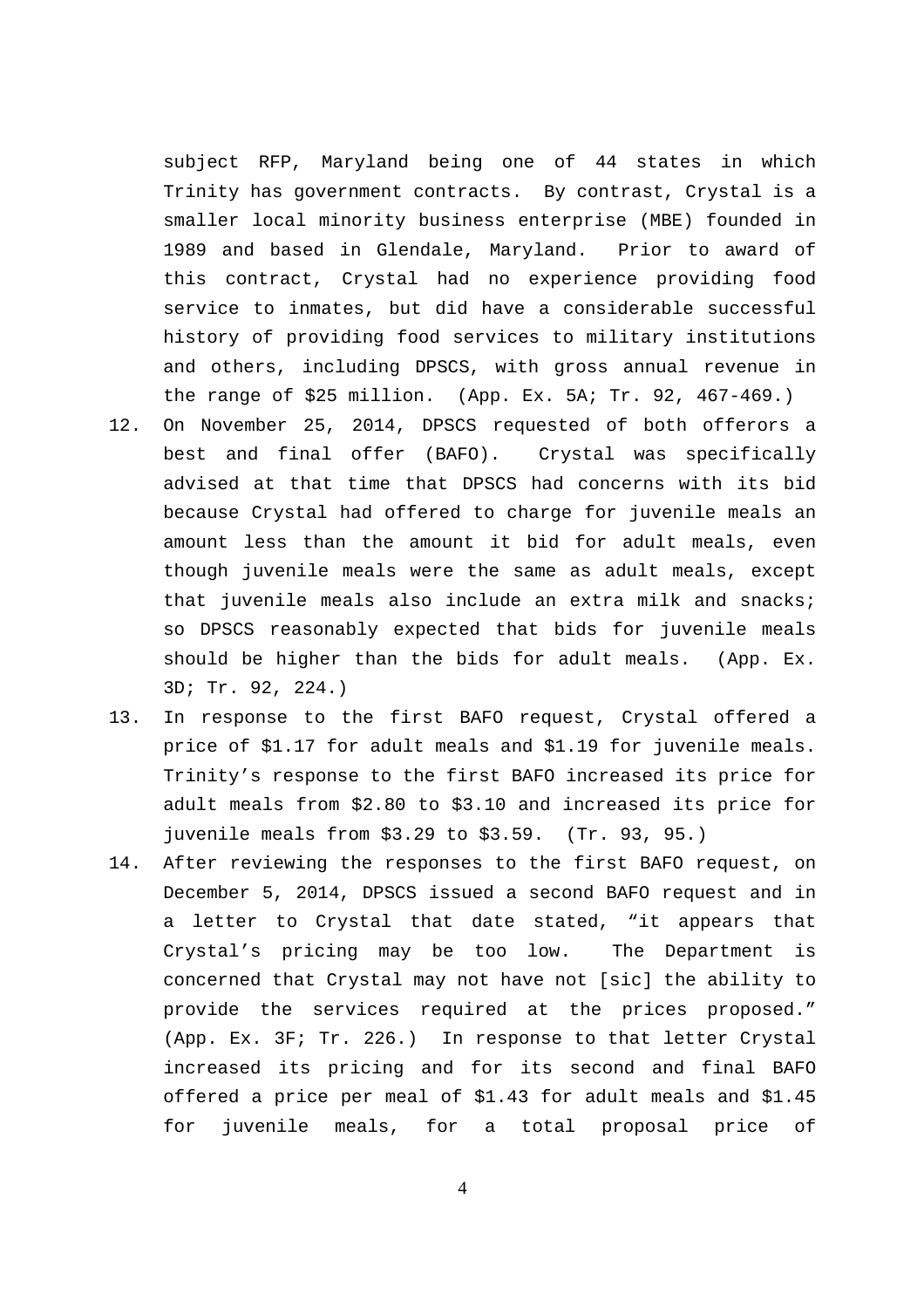subject RFP, Maryland being one of 44 states in which Trinity has government contracts. By contrast, Crystal is a smaller local minority business enterprise (MBE) founded in 1989 and based in Glendale, Maryland. Prior to award of this contract, Crystal had no experience providing food service to inmates, but did have a considerable successful history of providing food services to military institutions and others, including DPSCS, with gross annual revenue in the range of $25 million. (App. Ex. 5A; Tr. 92, 467-469.)

12. On November 25, 2014, DPSCS requested of both offerors a best and final offer (BAFO). Crystal was specifically advised at that time that DPSCS had concerns with its bid because Crystal had offered to charge for juvenile meals an amount less than the amount it bid for adult meals, even though juvenile meals were the same as adult meals, except that juvenile meals also include an extra milk and snacks; so DPSCS reasonably expected that bids for juvenile meals should be higher than the bids for adult meals. (App. Ex. 3D; Tr. 92, 224.)

13. In response to the first BAFO request, Crystal offered a price of $1.17 for adult meals and $1.19 for juvenile meals. Trinity's response to the first BAFO increased its price for adult meals from $2.80 to $3.10 and increased its price for juvenile meals from $3.29 to $3.59. (Tr. 93, 95.)

14. After reviewing the responses to the first BAFO request, on December 5, 2014, DPSCS issued a second BAFO request and in a letter to Crystal that date stated, "it appears that Crystal's pricing may be too low. The Department is concerned that Crystal may not have not [sic] the ability to provide the services required at the prices proposed." (App. Ex. 3F; Tr. 226.) In response to that letter Crystal increased its pricing and for its second and final BAFO offered a price per meal of $1.43 for adult meals and $1.45 for juvenile meals, for a total proposal price of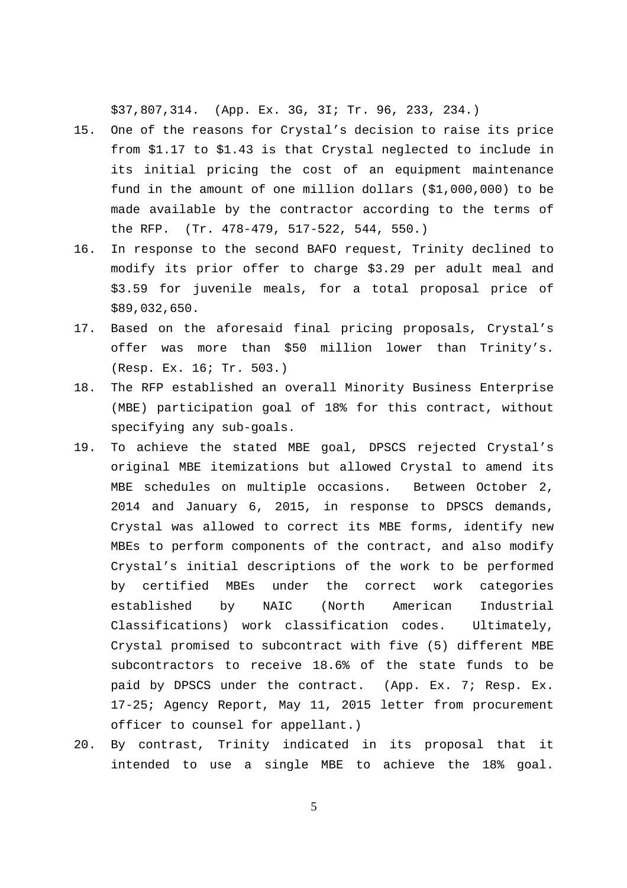$37,807,314. (App. Ex. 3G, 3I; Tr. 96, 233, 234.)

15. One of the reasons for Crystal's decision to raise its price from $1.17 to $1.43 is that Crystal neglected to include in its initial pricing the cost of an equipment maintenance fund in the amount of one million dollars ($1,000,000) to be made available by the contractor according to the terms of the RFP. (Tr. 478-479, 517-522, 544, 550.)
16. In response to the second BAFO request, Trinity declined to modify its prior offer to charge $3.29 per adult meal and $3.59 for juvenile meals, for a total proposal price of $89,032,650.
17. Based on the aforesaid final pricing proposals, Crystal's offer was more than $50 million lower than Trinity's. (Resp. Ex. 16; Tr. 503.)
18. The RFP established an overall Minority Business Enterprise (MBE) participation goal of 18% for this contract, without specifying any sub-goals.
19. To achieve the stated MBE goal, DPSCS rejected Crystal's original MBE itemizations but allowed Crystal to amend its MBE schedules on multiple occasions. Between October 2, 2014 and January 6, 2015, in response to DPSCS demands, Crystal was allowed to correct its MBE forms, identify new MBEs to perform components of the contract, and also modify Crystal's initial descriptions of the work to be performed by certified MBEs under the correct work categories established by NAIC (North American Industrial Classifications) work classification codes. Ultimately, Crystal promised to subcontract with five (5) different MBE subcontractors to receive 18.6% of the state funds to be paid by DPSCS under the contract. (App. Ex. 7; Resp. Ex. 17-25; Agency Report, May 11, 2015 letter from procurement officer to counsel for appellant.)
20. By contrast, Trinity indicated in its proposal that it intended to use a single MBE to achieve the 18% goal.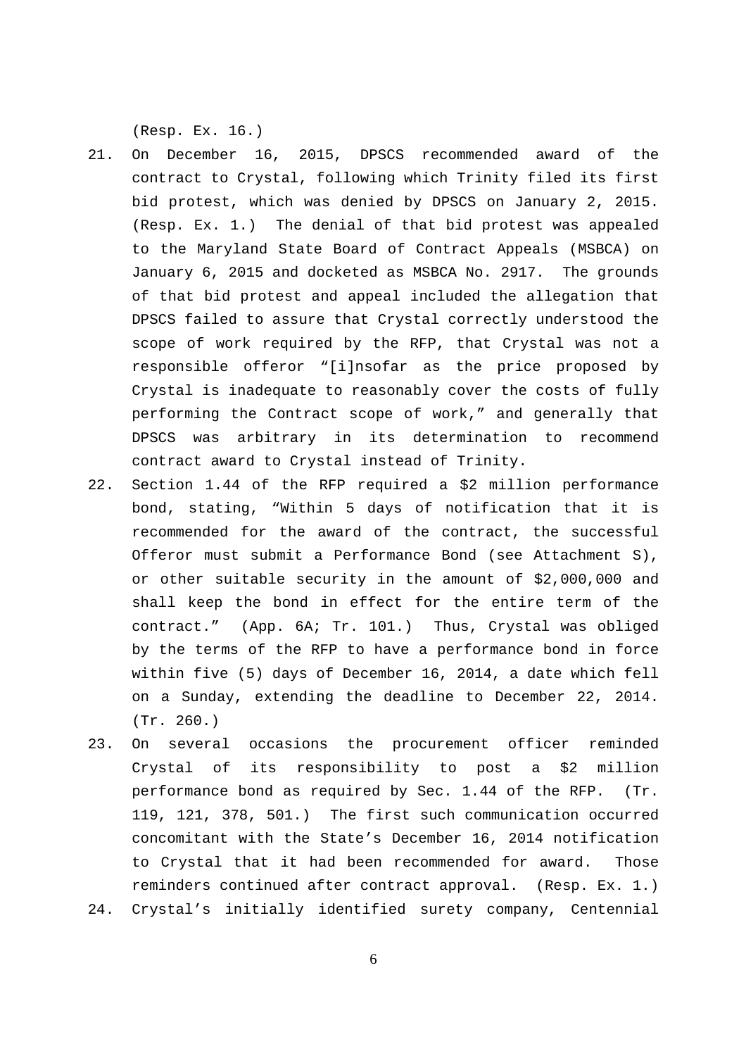(Resp. Ex. 16.)

21. On December 16, 2015, DPSCS recommended award of the contract to Crystal, following which Trinity filed its first bid protest, which was denied by DPSCS on January 2, 2015. (Resp. Ex. 1.) The denial of that bid protest was appealed to the Maryland State Board of Contract Appeals (MSBCA) on January 6, 2015 and docketed as MSBCA No. 2917. The grounds of that bid protest and appeal included the allegation that DPSCS failed to assure that Crystal correctly understood the scope of work required by the RFP, that Crystal was not a responsible offeror "[i]nsofar as the price proposed by Crystal is inadequate to reasonably cover the costs of fully performing the Contract scope of work," and generally that DPSCS was arbitrary in its determination to recommend contract award to Crystal instead of Trinity.

22. Section 1.44 of the RFP required a $2 million performance bond, stating, "Within 5 days of notification that it is recommended for the award of the contract, the successful Offeror must submit a Performance Bond (see Attachment S), or other suitable security in the amount of $2,000,000 and shall keep the bond in effect for the entire term of the contract." (App. 6A; Tr. 101.) Thus, Crystal was obliged by the terms of the RFP to have a performance bond in force within five (5) days of December 16, 2014, a date which fell on a Sunday, extending the deadline to December 22, 2014. (Tr. 260.)

23. On several occasions the procurement officer reminded Crystal of its responsibility to post a $2 million performance bond as required by Sec. 1.44 of the RFP. (Tr. 119, 121, 378, 501.) The first such communication occurred concomitant with the State's December 16, 2014 notification to Crystal that it had been recommended for award. Those reminders continued after contract approval. (Resp. Ex. 1.)

24. Crystal's initially identified surety company, Centennial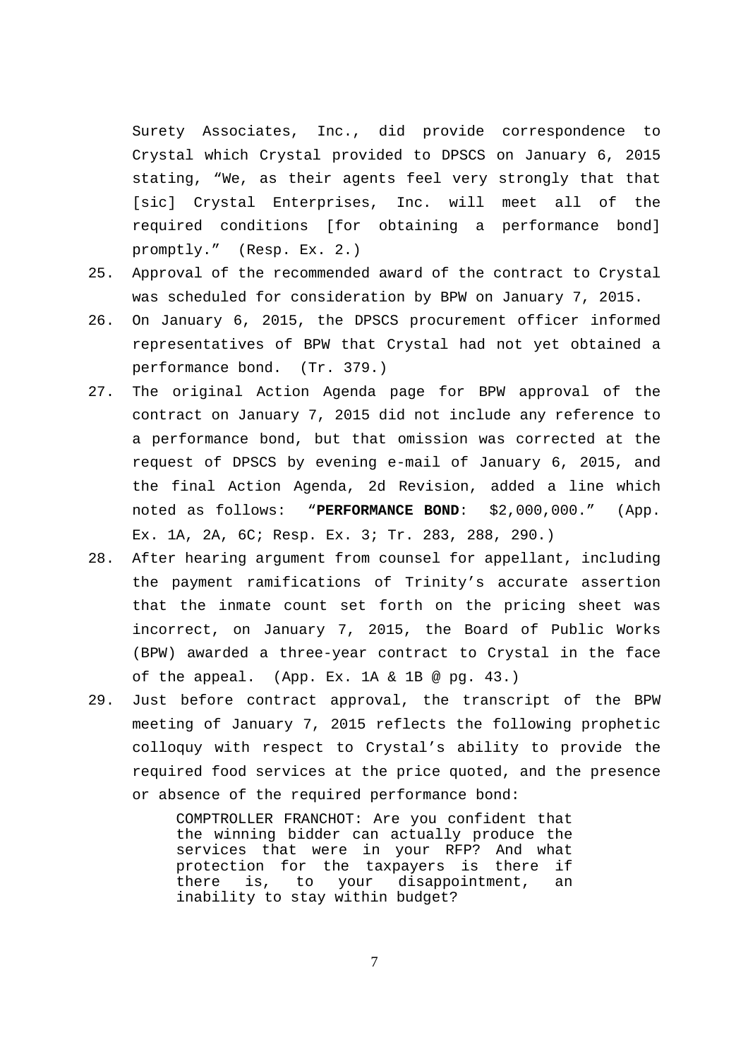Surety Associates, Inc., did provide correspondence to Crystal which Crystal provided to DPSCS on January 6, 2015 stating, "We, as their agents feel very strongly that that [sic] Crystal Enterprises, Inc. will meet all of the required conditions [for obtaining a performance bond] promptly." (Resp. Ex. 2.)

25. Approval of the recommended award of the contract to Crystal was scheduled for consideration by BPW on January 7, 2015.
26. On January 6, 2015, the DPSCS procurement officer informed representatives of BPW that Crystal had not yet obtained a performance bond. (Tr. 379.)
27. The original Action Agenda page for BPW approval of the contract on January 7, 2015 did not include any reference to a performance bond, but that omission was corrected at the request of DPSCS by evening e-mail of January 6, 2015, and the final Action Agenda, 2d Revision, added a line which noted as follows: "**PERFORMANCE BOND**: $2,000,000." (App. Ex. 1A, 2A, 6C; Resp. Ex. 3; Tr. 283, 288, 290.)
28. After hearing argument from counsel for appellant, including the payment ramifications of Trinity's accurate assertion that the inmate count set forth on the pricing sheet was incorrect, on January 7, 2015, the Board of Public Works (BPW) awarded a three-year contract to Crystal in the face of the appeal. (App. Ex. 1A & 1B @ pg. 43.)
29. Just before contract approval, the transcript of the BPW meeting of January 7, 2015 reflects the following prophetic colloquy with respect to Crystal's ability to provide the required food services at the price quoted, and the presence or absence of the required performance bond:

    > COMPTROLLER FRANCHOT: Are you confident that the winning bidder can actually produce the services that were in your RFP? And what protection for the taxpayers is there if there is, to your disappointment, an inability to stay within budget?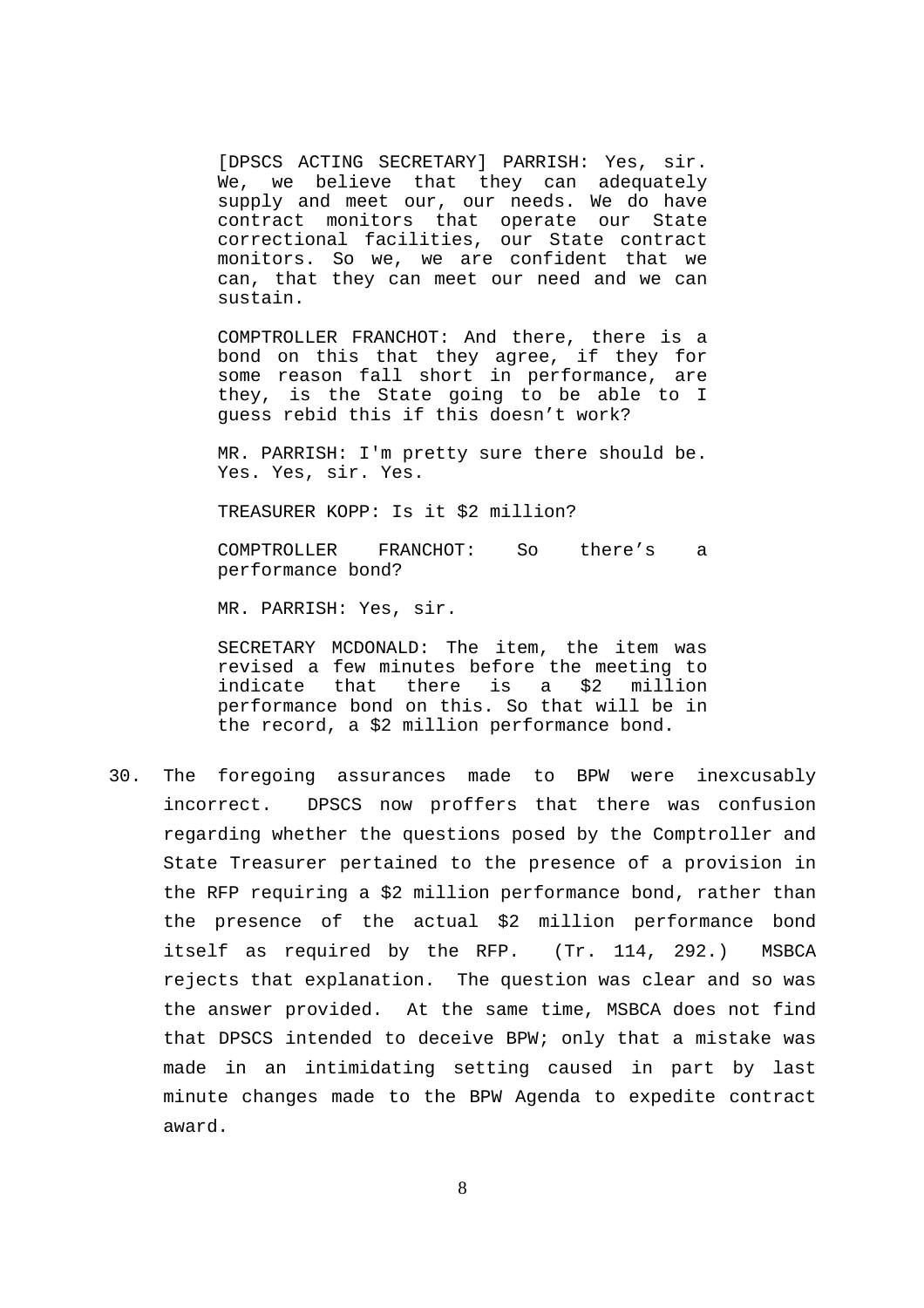> [DPSCS ACTING SECRETARY] PARRISH: Yes, sir. We, we believe that they can adequately supply and meet our, our needs. We do have contract monitors that operate our State correctional facilities, our State contract monitors. So we, we are confident that we can, that they can meet our need and we can sustain.
>
> COMPTROLLER FRANCHOT: And there, there is a bond on this that they agree, if they for some reason fall short in performance, are they, is the State going to be able to I guess rebid this if this doesn't work?
>
> MR. PARRISH: I'm pretty sure there should be. Yes. Yes, sir. Yes.
>
> TREASURER KOPP: Is it $2 million?
>
> COMPTROLLER FRANCHOT: So there's a performance bond?
>
> MR. PARRISH: Yes, sir.
>
> SECRETARY MCDONALD: The item, the item was revised a few minutes before the meeting to indicate that there is a $2 million performance bond on this. So that will be in the record, a $2 million performance bond.

30. The foregoing assurances made to BPW were inexcusably incorrect. DPSCS now proffers that there was confusion regarding whether the questions posed by the Comptroller and State Treasurer pertained to the presence of a provision in the RFP requiring a $2 million performance bond, rather than the presence of the actual $2 million performance bond itself as required by the RFP. (Tr. 114, 292.) MSBCA rejects that explanation. The question was clear and so was the answer provided. At the same time, MSBCA does not find that DPSCS intended to deceive BPW; only that a mistake was made in an intimidating setting caused in part by last minute changes made to the BPW Agenda to expedite contract award.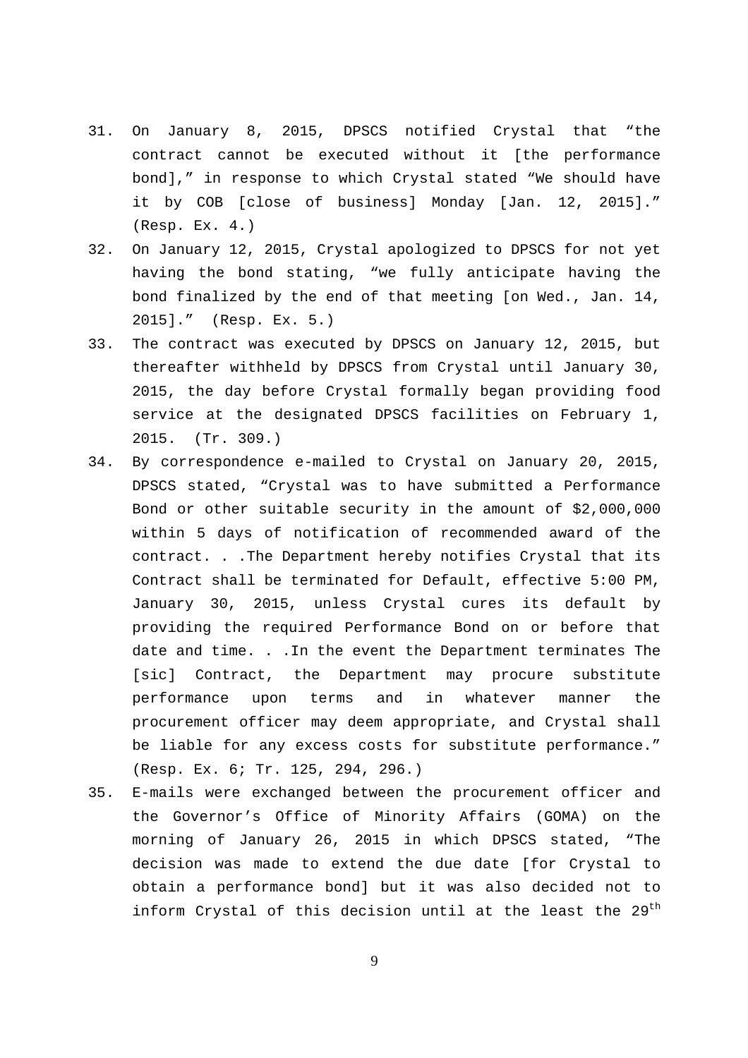31. On January 8, 2015, DPSCS notified Crystal that "the contract cannot be executed without it [the performance bond]," in response to which Crystal stated "We should have it by COB [close of business] Monday [Jan. 12, 2015]." (Resp. Ex. 4.)
32. On January 12, 2015, Crystal apologized to DPSCS for not yet having the bond stating, "we fully anticipate having the bond finalized by the end of that meeting [on Wed., Jan. 14, 2015]." (Resp. Ex. 5.)
33. The contract was executed by DPSCS on January 12, 2015, but thereafter withheld by DPSCS from Crystal until January 30, 2015, the day before Crystal formally began providing food service at the designated DPSCS facilities on February 1, 2015. (Tr. 309.)
34. By correspondence e-mailed to Crystal on January 20, 2015, DPSCS stated, "Crystal was to have submitted a Performance Bond or other suitable security in the amount of $2,000,000 within 5 days of notification of recommended award of the contract. . .The Department hereby notifies Crystal that its Contract shall be terminated for Default, effective 5:00 PM, January 30, 2015, unless Crystal cures its default by providing the required Performance Bond on or before that date and time. . .In the event the Department terminates The [sic] Contract, the Department may procure substitute performance upon terms and in whatever manner the procurement officer may deem appropriate, and Crystal shall be liable for any excess costs for substitute performance." (Resp. Ex. 6; Tr. 125, 294, 296.)
35. E-mails were exchanged between the procurement officer and the Governor's Office of Minority Affairs (GOMA) on the morning of January 26, 2015 in which DPSCS stated, "The decision was made to extend the due date [for Crystal to obtain a performance bond] but it was also decided not to inform Crystal of this decision until at the least the 29th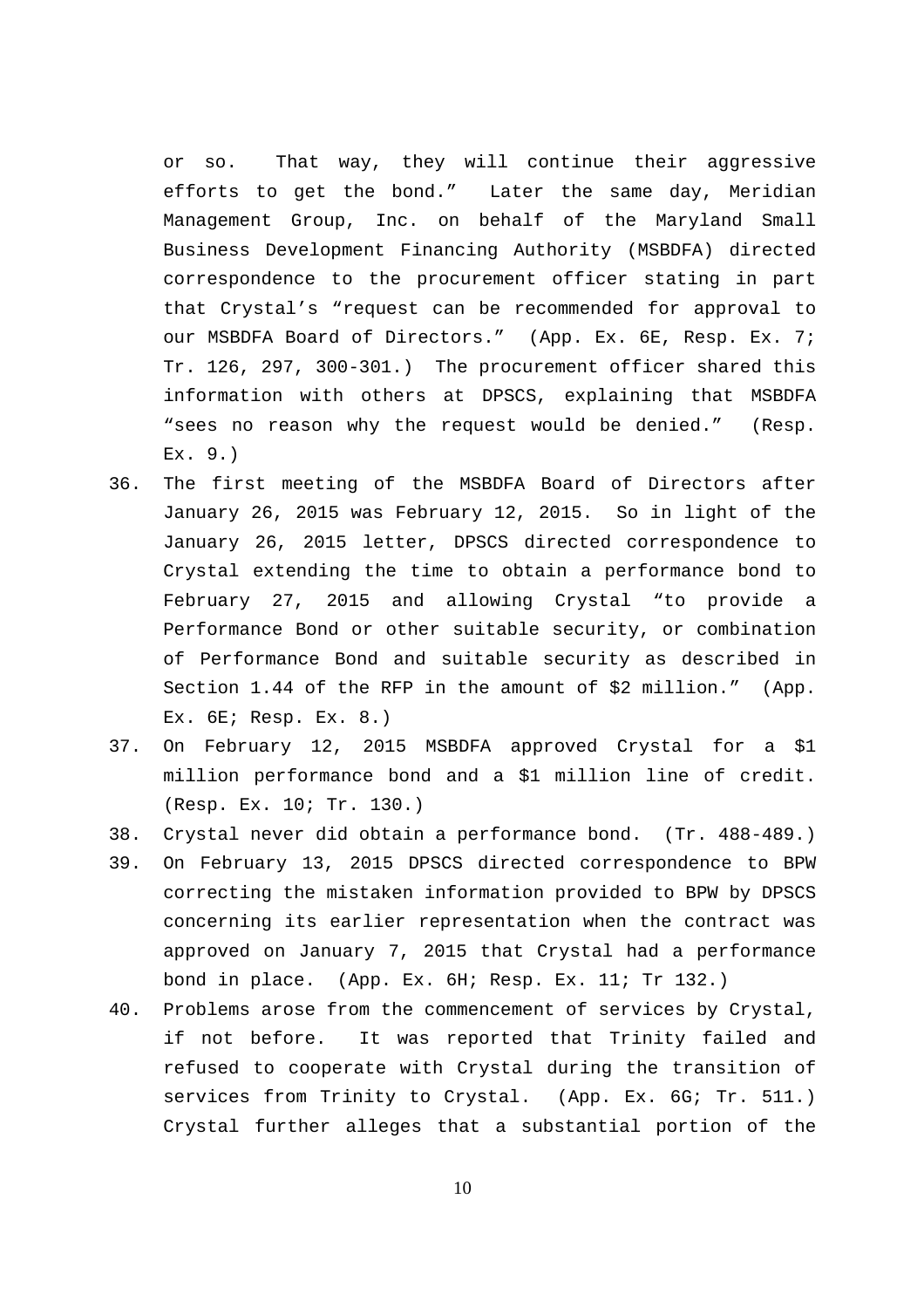or so. That way, they will continue their aggressive efforts to get the bond." Later the same day, Meridian Management Group, Inc. on behalf of the Maryland Small Business Development Financing Authority (MSBDFA) directed correspondence to the procurement officer stating in part that Crystal's "request can be recommended for approval to our MSBDFA Board of Directors." (App. Ex. 6E, Resp. Ex. 7; Tr. 126, 297, 300-301.) The procurement officer shared this information with others at DPSCS, explaining that MSBDFA "sees no reason why the request would be denied." (Resp. Ex. 9.)

36. The first meeting of the MSBDFA Board of Directors after January 26, 2015 was February 12, 2015. So in light of the January 26, 2015 letter, DPSCS directed correspondence to Crystal extending the time to obtain a performance bond to February 27, 2015 and allowing Crystal "to provide a Performance Bond or other suitable security, or combination of Performance Bond and suitable security as described in Section 1.44 of the RFP in the amount of $2 million." (App. Ex. 6E; Resp. Ex. 8.)
37. On February 12, 2015 MSBDFA approved Crystal for a $1 million performance bond and a $1 million line of credit. (Resp. Ex. 10; Tr. 130.)
38. Crystal never did obtain a performance bond. (Tr. 488-489.)
39. On February 13, 2015 DPSCS directed correspondence to BPW correcting the mistaken information provided to BPW by DPSCS concerning its earlier representation when the contract was approved on January 7, 2015 that Crystal had a performance bond in place. (App. Ex. 6H; Resp. Ex. 11; Tr 132.)
40. Problems arose from the commencement of services by Crystal, if not before. It was reported that Trinity failed and refused to cooperate with Crystal during the transition of services from Trinity to Crystal. (App. Ex. 6G; Tr. 511.) Crystal further alleges that a substantial portion of the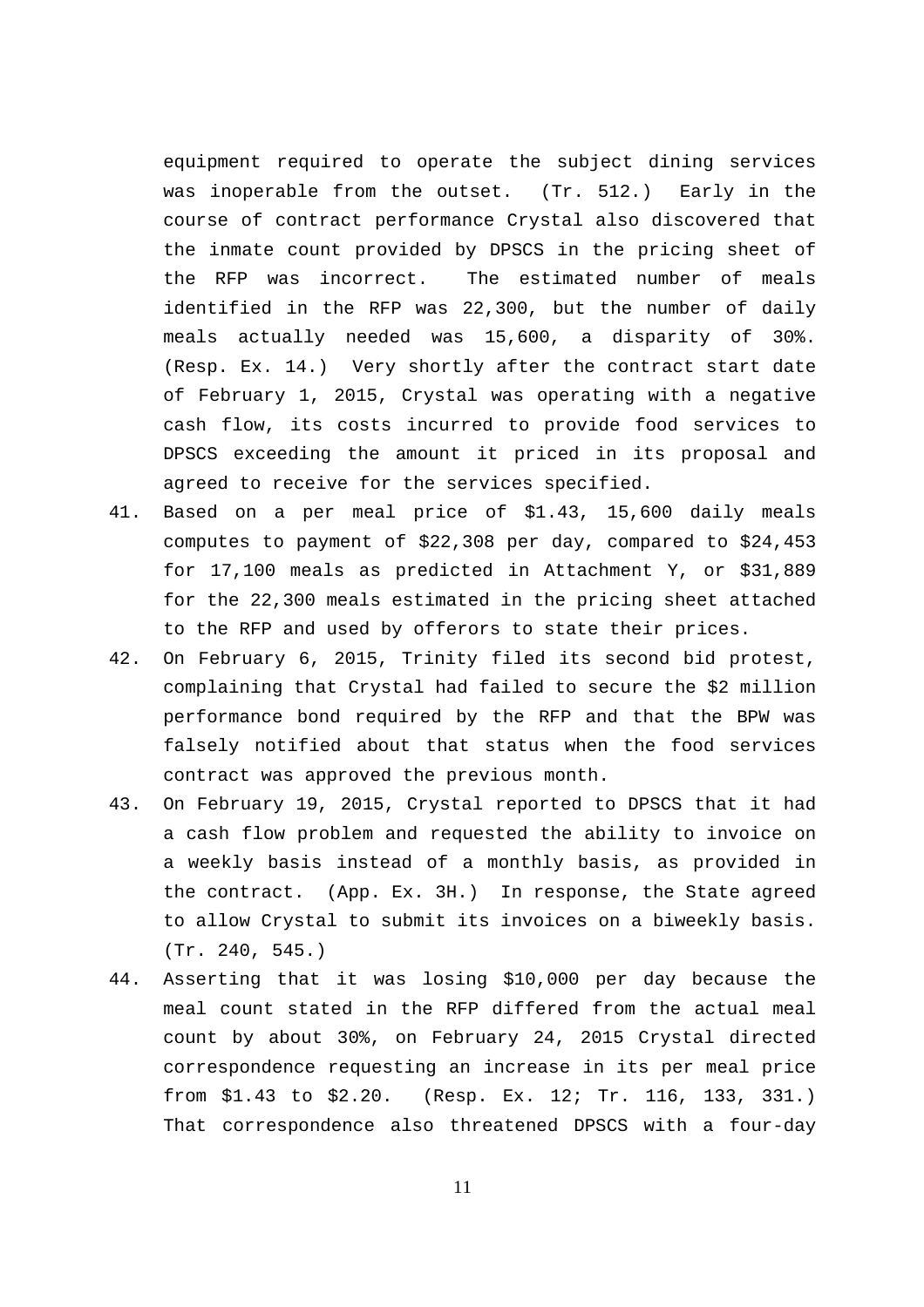equipment required to operate the subject dining services was inoperable from the outset. (Tr. 512.) Early in the course of contract performance Crystal also discovered that the inmate count provided by DPSCS in the pricing sheet of the RFP was incorrect. The estimated number of meals identified in the RFP was 22,300, but the number of daily meals actually needed was 15,600, a disparity of 30%. (Resp. Ex. 14.) Very shortly after the contract start date of February 1, 2015, Crystal was operating with a negative cash flow, its costs incurred to provide food services to DPSCS exceeding the amount it priced in its proposal and agreed to receive for the services specified.

41. Based on a per meal price of $1.43, 15,600 daily meals computes to payment of $22,308 per day, compared to $24,453 for 17,100 meals as predicted in Attachment Y, or $31,889 for the 22,300 meals estimated in the pricing sheet attached to the RFP and used by offerors to state their prices.
42. On February 6, 2015, Trinity filed its second bid protest, complaining that Crystal had failed to secure the $2 million performance bond required by the RFP and that the BPW was falsely notified about that status when the food services contract was approved the previous month.
43. On February 19, 2015, Crystal reported to DPSCS that it had a cash flow problem and requested the ability to invoice on a weekly basis instead of a monthly basis, as provided in the contract. (App. Ex. 3H.) In response, the State agreed to allow Crystal to submit its invoices on a biweekly basis. (Tr. 240, 545.)
44. Asserting that it was losing $10,000 per day because the meal count stated in the RFP differed from the actual meal count by about 30%, on February 24, 2015 Crystal directed correspondence requesting an increase in its per meal price from $1.43 to $2.20. (Resp. Ex. 12; Tr. 116, 133, 331.) That correspondence also threatened DPSCS with a four-day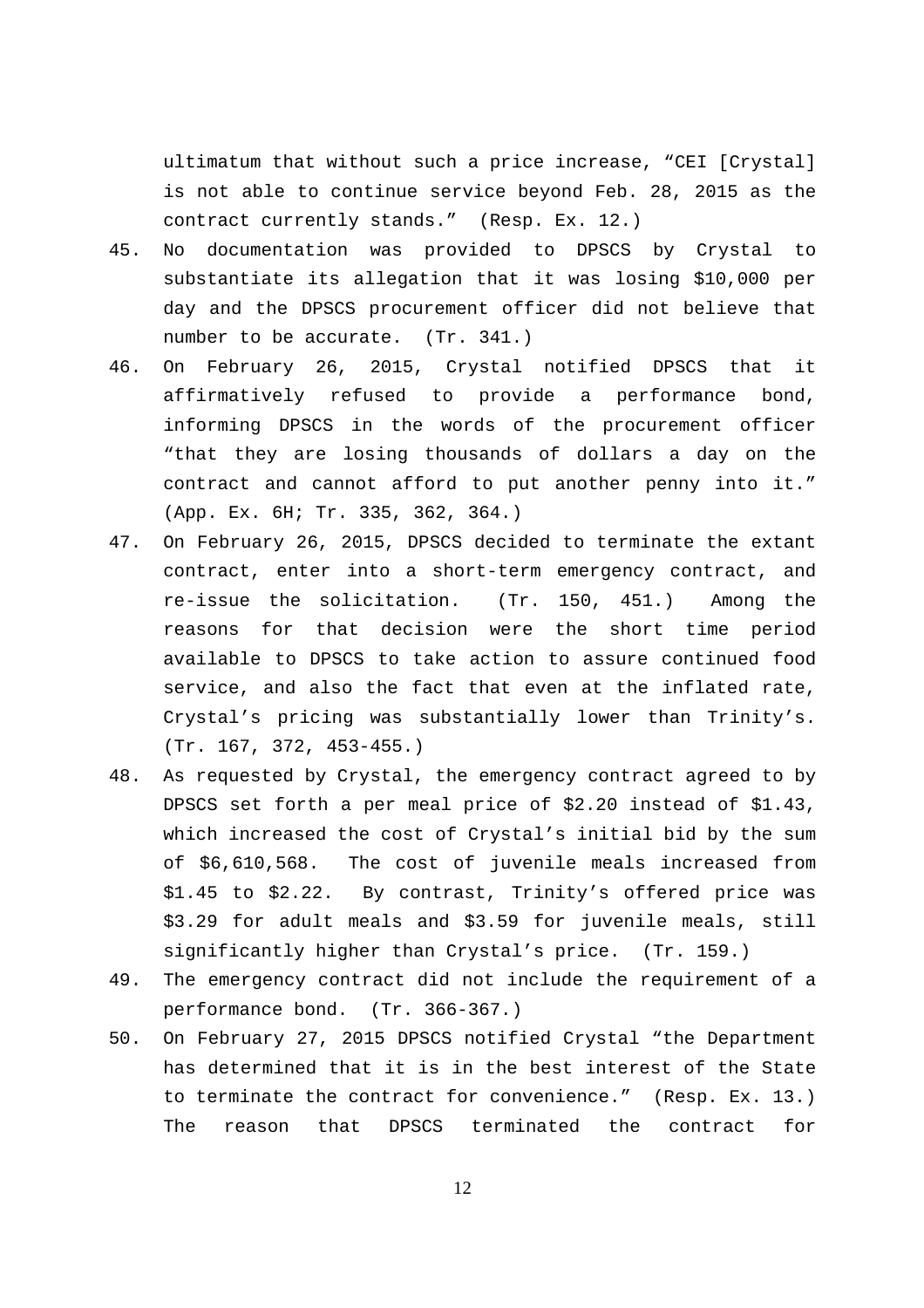ultimatum that without such a price increase, "CEI [Crystal] is not able to continue service beyond Feb. 28, 2015 as the contract currently stands." (Resp. Ex. 12.)

45. No documentation was provided to DPSCS by Crystal to substantiate its allegation that it was losing $10,000 per day and the DPSCS procurement officer did not believe that number to be accurate. (Tr. 341.)

46. On February 26, 2015, Crystal notified DPSCS that it affirmatively refused to provide a performance bond, informing DPSCS in the words of the procurement officer "that they are losing thousands of dollars a day on the contract and cannot afford to put another penny into it." (App. Ex. 6H; Tr. 335, 362, 364.)

47. On February 26, 2015, DPSCS decided to terminate the extant contract, enter into a short-term emergency contract, and re-issue the solicitation. (Tr. 150, 451.) Among the reasons for that decision were the short time period available to DPSCS to take action to assure continued food service, and also the fact that even at the inflated rate, Crystal's pricing was substantially lower than Trinity's. (Tr. 167, 372, 453-455.)

48. As requested by Crystal, the emergency contract agreed to by DPSCS set forth a per meal price of $2.20 instead of $1.43, which increased the cost of Crystal's initial bid by the sum of $6,610,568. The cost of juvenile meals increased from $1.45 to $2.22. By contrast, Trinity's offered price was $3.29 for adult meals and $3.59 for juvenile meals, still significantly higher than Crystal's price. (Tr. 159.)

49. The emergency contract did not include the requirement of a performance bond. (Tr. 366-367.)

50. On February 27, 2015 DPSCS notified Crystal "the Department has determined that it is in the best interest of the State to terminate the contract for convenience." (Resp. Ex. 13.) The reason that DPSCS terminated the contract for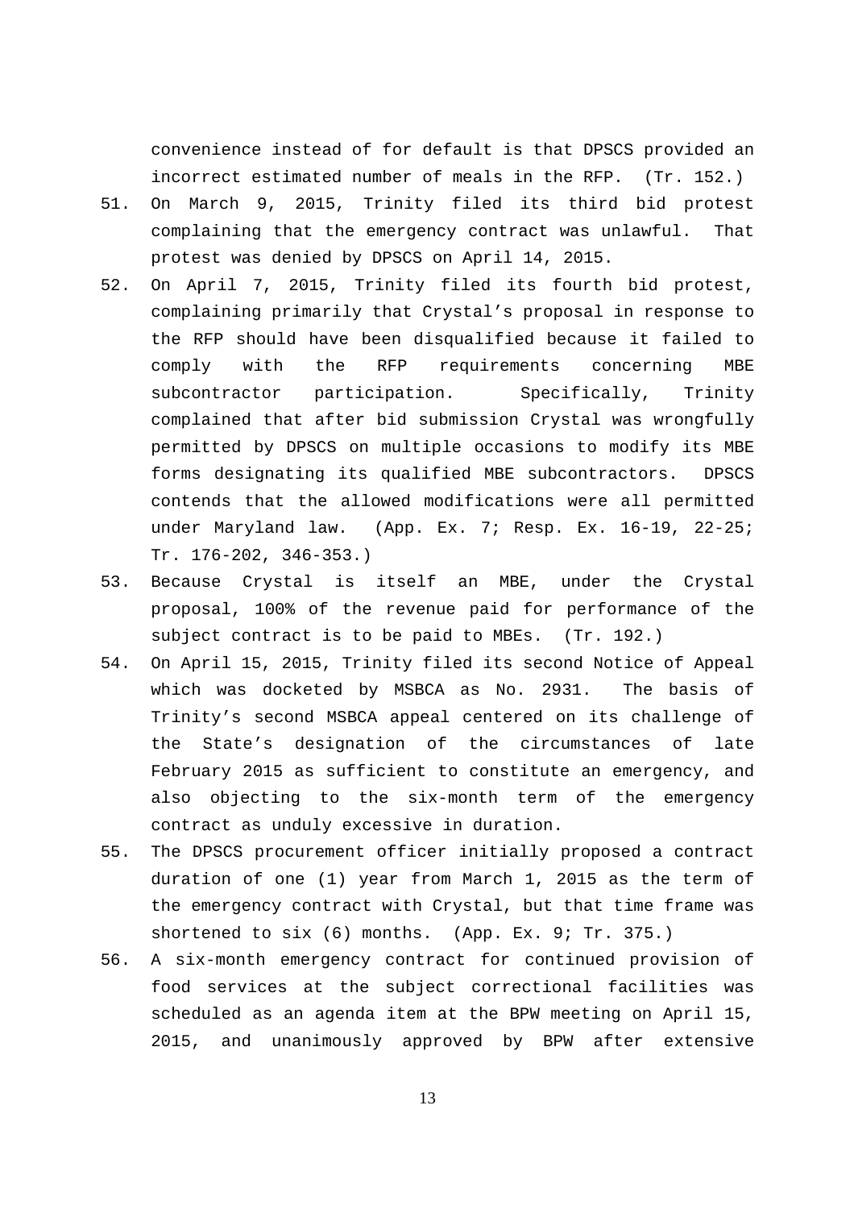convenience instead of for default is that DPSCS provided an incorrect estimated number of meals in the RFP. (Tr. 152.)

51. On March 9, 2015, Trinity filed its third bid protest complaining that the emergency contract was unlawful. That protest was denied by DPSCS on April 14, 2015.
52. On April 7, 2015, Trinity filed its fourth bid protest, complaining primarily that Crystal's proposal in response to the RFP should have been disqualified because it failed to comply with the RFP requirements concerning MBE subcontractor participation. Specifically, Trinity complained that after bid submission Crystal was wrongfully permitted by DPSCS on multiple occasions to modify its MBE forms designating its qualified MBE subcontractors. DPSCS contends that the allowed modifications were all permitted under Maryland law. (App. Ex. 7; Resp. Ex. 16-19, 22-25; Tr. 176-202, 346-353.)
53. Because Crystal is itself an MBE, under the Crystal proposal, 100% of the revenue paid for performance of the subject contract is to be paid to MBEs. (Tr. 192.)
54. On April 15, 2015, Trinity filed its second Notice of Appeal which was docketed by MSBCA as No. 2931. The basis of Trinity's second MSBCA appeal centered on its challenge of the State's designation of the circumstances of late February 2015 as sufficient to constitute an emergency, and also objecting to the six-month term of the emergency contract as unduly excessive in duration.
55. The DPSCS procurement officer initially proposed a contract duration of one (1) year from March 1, 2015 as the term of the emergency contract with Crystal, but that time frame was shortened to six (6) months. (App. Ex. 9; Tr. 375.)
56. A six-month emergency contract for continued provision of food services at the subject correctional facilities was scheduled as an agenda item at the BPW meeting on April 15, 2015, and unanimously approved by BPW after extensive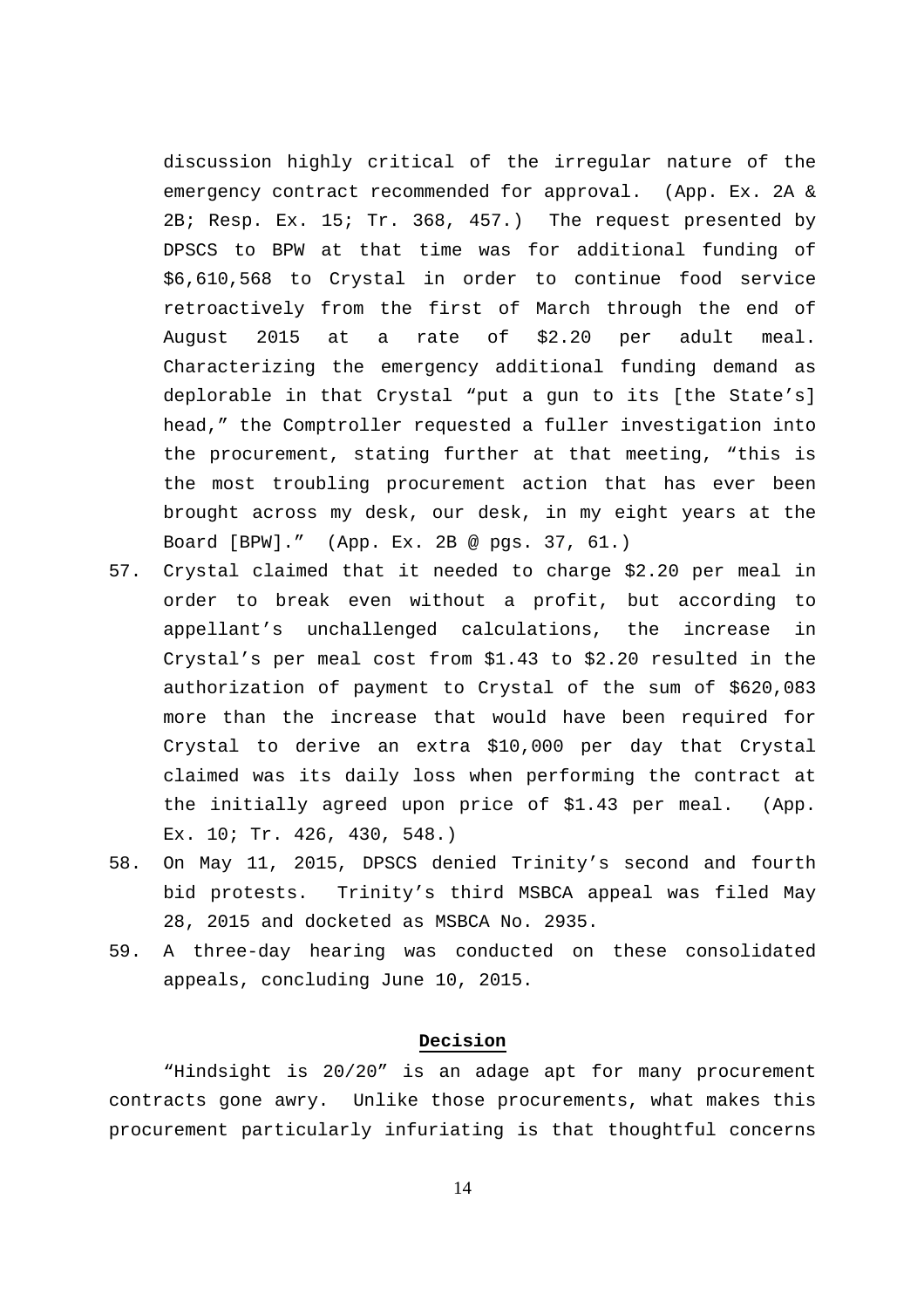discussion highly critical of the irregular nature of the emergency contract recommended for approval. (App. Ex. 2A & 2B; Resp. Ex. 15; Tr. 368, 457.) The request presented by DPSCS to BPW at that time was for additional funding of $6,610,568 to Crystal in order to continue food service retroactively from the first of March through the end of August 2015 at a rate of $2.20 per adult meal. Characterizing the emergency additional funding demand as deplorable in that Crystal "put a gun to its [the State's] head," the Comptroller requested a fuller investigation into the procurement, stating further at that meeting, "this is the most troubling procurement action that has ever been brought across my desk, our desk, in my eight years at the Board [BPW]." (App. Ex. 2B @ pgs. 37, 61.)

57. Crystal claimed that it needed to charge $2.20 per meal in order to break even without a profit, but according to appellant's unchallenged calculations, the increase in Crystal's per meal cost from $1.43 to $2.20 resulted in the authorization of payment to Crystal of the sum of $620,083 more than the increase that would have been required for Crystal to derive an extra $10,000 per day that Crystal claimed was its daily loss when performing the contract at the initially agreed upon price of $1.43 per meal. (App. Ex. 10; Tr. 426, 430, 548.)
58. On May 11, 2015, DPSCS denied Trinity's second and fourth bid protests. Trinity's third MSBCA appeal was filed May 28, 2015 and docketed as MSBCA No. 2935.
59. A three-day hearing was conducted on these consolidated appeals, concluding June 10, 2015.

## Decision

"Hindsight is 20/20" is an adage apt for many procurement contracts gone awry. Unlike those procurements, what makes this procurement particularly infuriating is that thoughtful concerns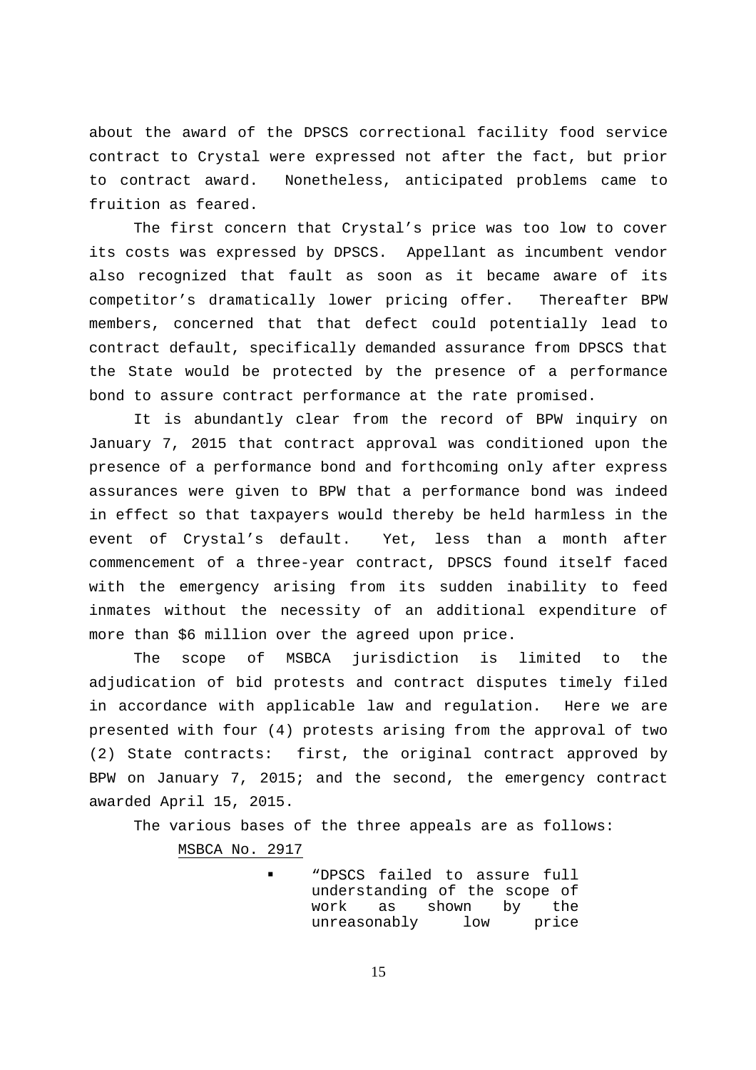about the award of the DPSCS correctional facility food service contract to Crystal were expressed not after the fact, but prior to contract award. Nonetheless, anticipated problems came to fruition as feared.

The first concern that Crystal's price was too low to cover its costs was expressed by DPSCS. Appellant as incumbent vendor also recognized that fault as soon as it became aware of its competitor's dramatically lower pricing offer. Thereafter BPW members, concerned that that defect could potentially lead to contract default, specifically demanded assurance from DPSCS that the State would be protected by the presence of a performance bond to assure contract performance at the rate promised.

It is abundantly clear from the record of BPW inquiry on January 7, 2015 that contract approval was conditioned upon the presence of a performance bond and forthcoming only after express assurances were given to BPW that a performance bond was indeed in effect so that taxpayers would thereby be held harmless in the event of Crystal's default. Yet, less than a month after commencement of a three-year contract, DPSCS found itself faced with the emergency arising from its sudden inability to feed inmates without the necessity of an additional expenditure of more than $6 million over the agreed upon price.

The scope of MSBCA jurisdiction is limited to the adjudication of bid protests and contract disputes timely filed in accordance with applicable law and regulation. Here we are presented with four (4) protests arising from the approval of two (2) State contracts: first, the original contract approved by BPW on January 7, 2015; and the second, the emergency contract awarded April 15, 2015.

The various bases of the three appeals are as follows:

MSBCA No. 2917

- "DPSCS failed to assure full understanding of the scope of work as shown by the unreasonably low price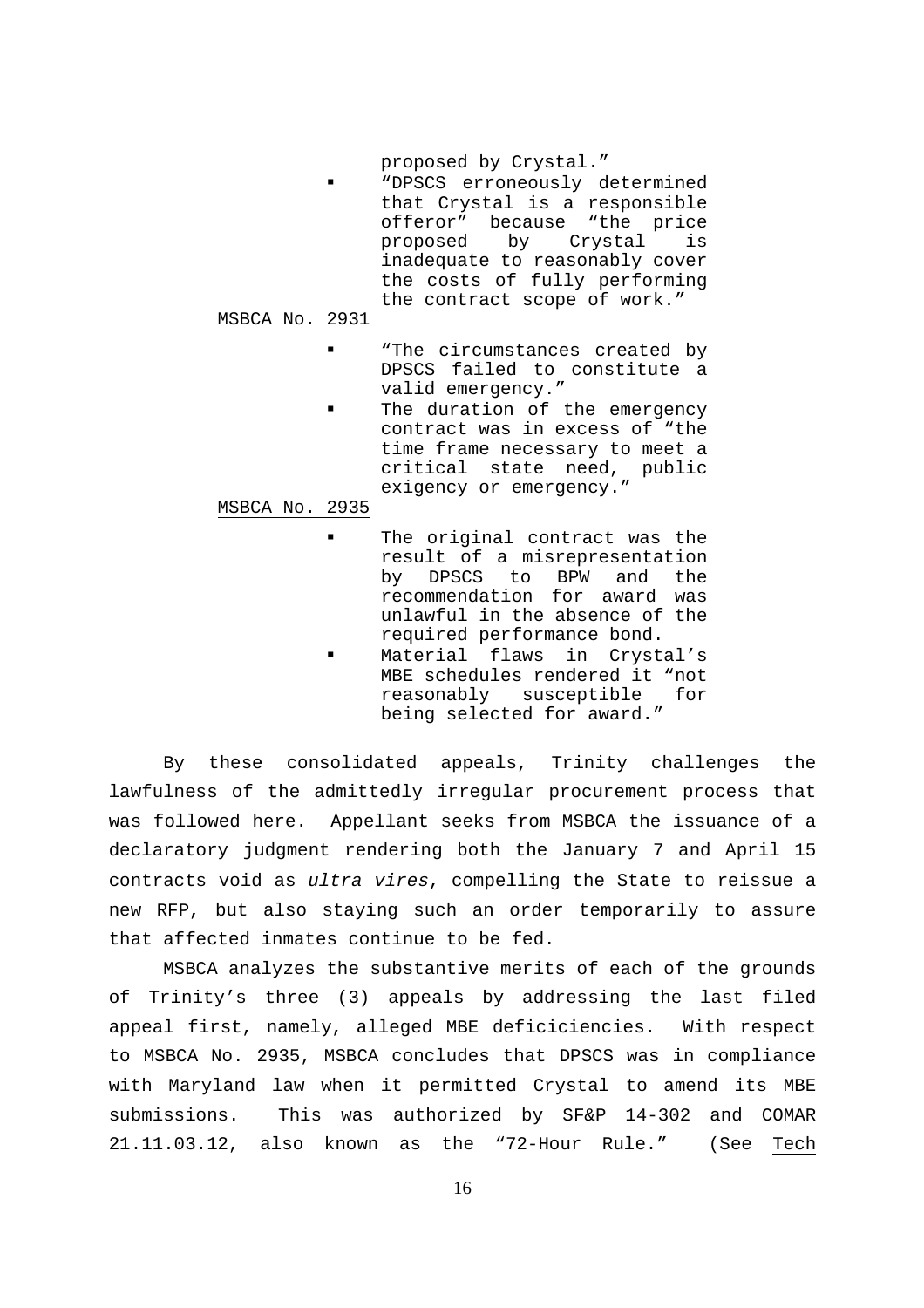proposed by Crystal."

- "DPSCS erroneously determined that Crystal is a responsible offeror" because "the price proposed by Crystal is inadequate to reasonably cover the costs of fully performing the contract scope of work."

MSBCA No. 2931

- "The circumstances created by DPSCS failed to constitute a valid emergency."
- The duration of the emergency contract was in excess of "the time frame necessary to meet a critical state need, public exigency or emergency."

MSBCA No. 2935

- The original contract was the result of a misrepresentation by DPSCS to BPW and the recommendation for award was unlawful in the absence of the required performance bond.
- Material flaws in Crystal's MBE schedules rendered it "not reasonably susceptible for being selected for award."

By these consolidated appeals, Trinity challenges the lawfulness of the admittedly irregular procurement process that was followed here. Appellant seeks from MSBCA the issuance of a declaratory judgment rendering both the January 7 and April 15 contracts void as *ultra vires*, compelling the State to reissue a new RFP, but also staying such an order temporarily to assure that affected inmates continue to be fed.

MSBCA analyzes the substantive merits of each of the grounds of Trinity's three (3) appeals by addressing the last filed appeal first, namely, alleged MBE deficiciencies. With respect to MSBCA No. 2935, MSBCA concludes that DPSCS was in compliance with Maryland law when it permitted Crystal to amend its MBE submissions. This was authorized by SF&P 14-302 and COMAR 21.11.03.12, also known as the "72-Hour Rule." (See Tech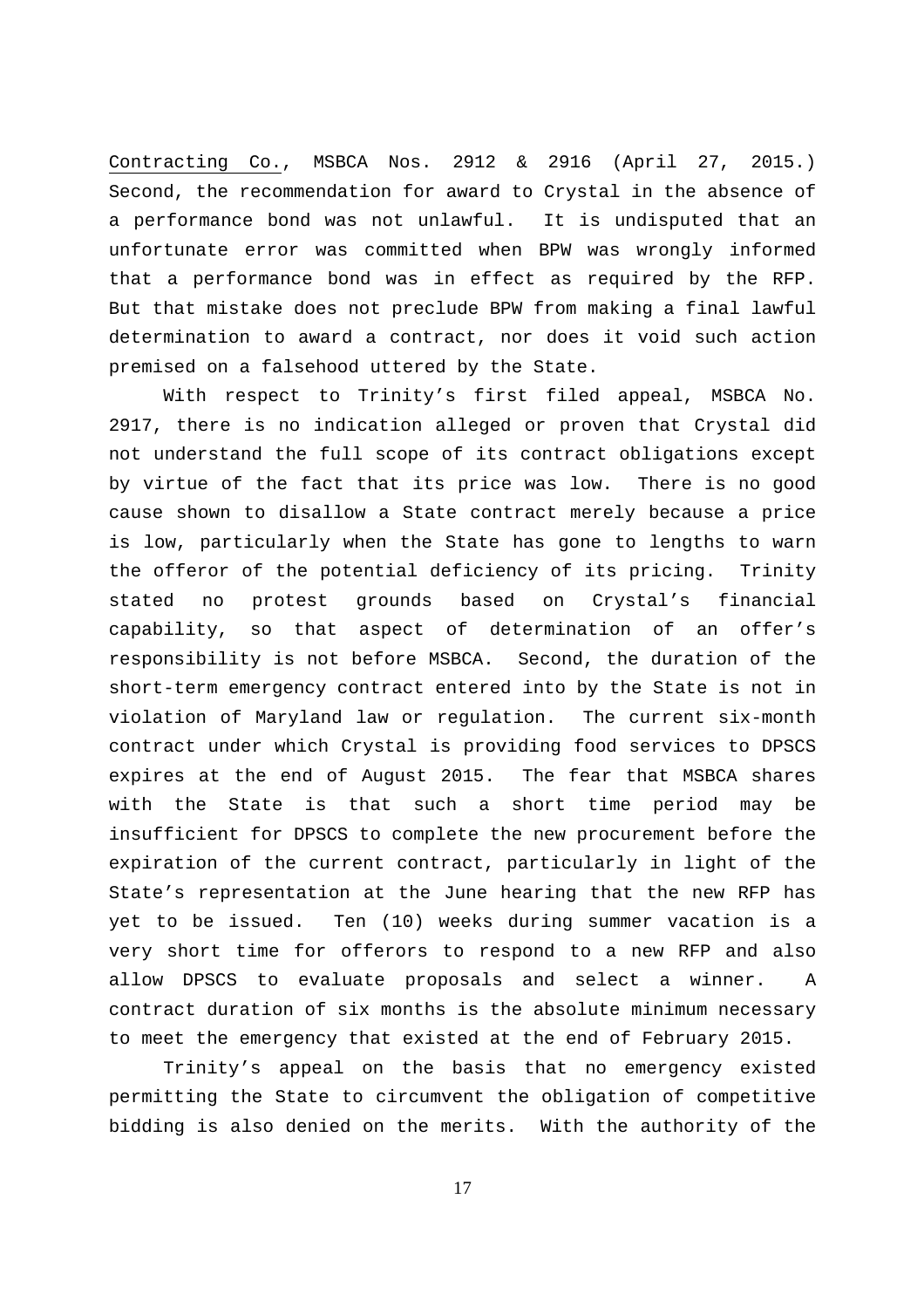Contracting Co., MSBCA Nos. 2912 & 2916 (April 27, 2015.) Second, the recommendation for award to Crystal in the absence of a performance bond was not unlawful. It is undisputed that an unfortunate error was committed when BPW was wrongly informed that a performance bond was in effect as required by the RFP. But that mistake does not preclude BPW from making a final lawful determination to award a contract, nor does it void such action premised on a falsehood uttered by the State.

With respect to Trinity's first filed appeal, MSBCA No. 2917, there is no indication alleged or proven that Crystal did not understand the full scope of its contract obligations except by virtue of the fact that its price was low. There is no good cause shown to disallow a State contract merely because a price is low, particularly when the State has gone to lengths to warn the offeror of the potential deficiency of its pricing. Trinity stated no protest grounds based on Crystal's financial capability, so that aspect of determination of an offer's responsibility is not before MSBCA. Second, the duration of the short-term emergency contract entered into by the State is not in violation of Maryland law or regulation. The current six-month contract under which Crystal is providing food services to DPSCS expires at the end of August 2015. The fear that MSBCA shares with the State is that such a short time period may be insufficient for DPSCS to complete the new procurement before the expiration of the current contract, particularly in light of the State's representation at the June hearing that the new RFP has yet to be issued. Ten (10) weeks during summer vacation is a very short time for offerors to respond to a new RFP and also allow DPSCS to evaluate proposals and select a winner. A contract duration of six months is the absolute minimum necessary to meet the emergency that existed at the end of February 2015.

Trinity's appeal on the basis that no emergency existed permitting the State to circumvent the obligation of competitive bidding is also denied on the merits. With the authority of the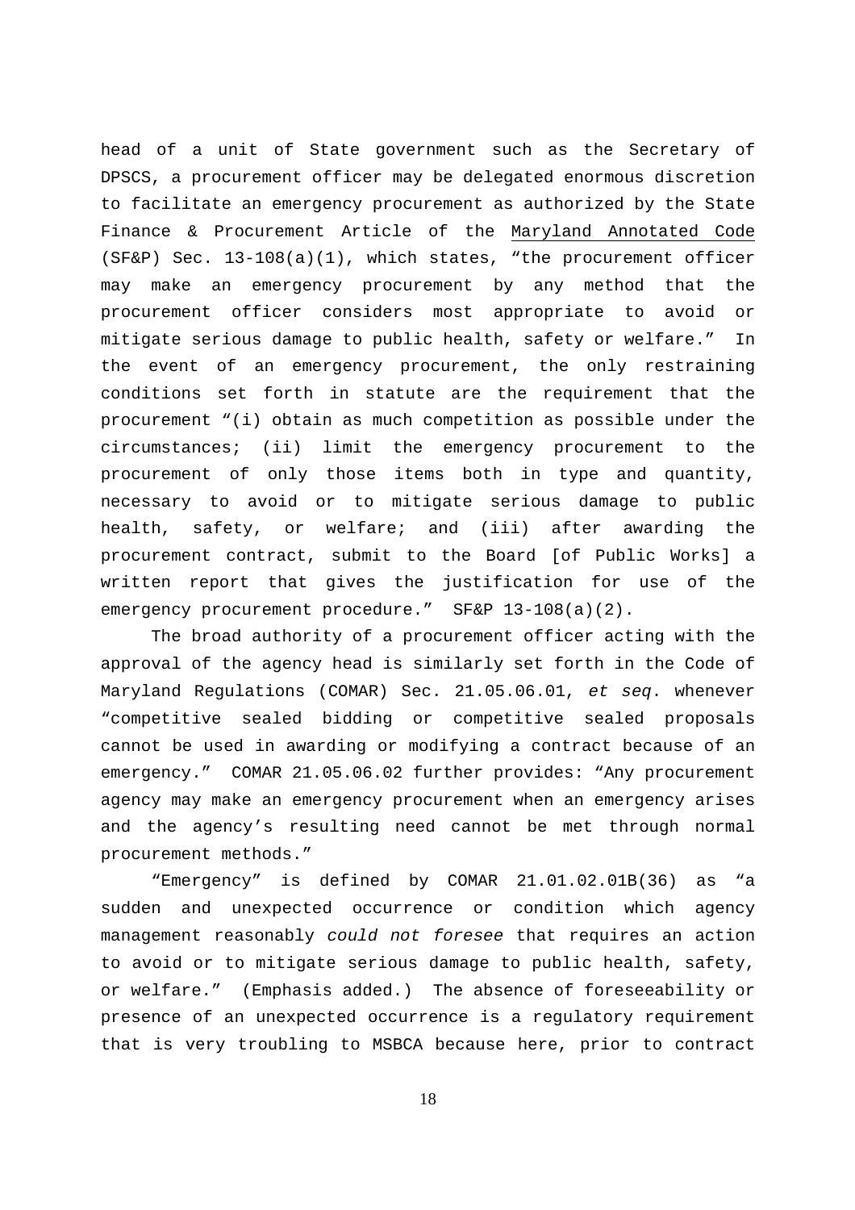head of a unit of State government such as the Secretary of DPSCS, a procurement officer may be delegated enormous discretion to facilitate an emergency procurement as authorized by the State Finance & Procurement Article of the Maryland Annotated Code (SF&P) Sec. 13-108(a)(1), which states, "the procurement officer may make an emergency procurement by any method that the procurement officer considers most appropriate to avoid or mitigate serious damage to public health, safety or welfare." In the event of an emergency procurement, the only restraining conditions set forth in statute are the requirement that the procurement "(i) obtain as much competition as possible under the circumstances; (ii) limit the emergency procurement to the procurement of only those items both in type and quantity, necessary to avoid or to mitigate serious damage to public health, safety, or welfare; and (iii) after awarding the procurement contract, submit to the Board [of Public Works] a written report that gives the justification for use of the emergency procurement procedure." SF&P 13-108(a)(2).

The broad authority of a procurement officer acting with the approval of the agency head is similarly set forth in the Code of Maryland Regulations (COMAR) Sec. 21.05.06.01, *et seq*. whenever "competitive sealed bidding or competitive sealed proposals cannot be used in awarding or modifying a contract because of an emergency." COMAR 21.05.06.02 further provides: "Any procurement agency may make an emergency procurement when an emergency arises and the agency's resulting need cannot be met through normal procurement methods."

"Emergency" is defined by COMAR 21.01.02.01B(36) as "a sudden and unexpected occurrence or condition which agency management reasonably *could not foresee* that requires an action to avoid or to mitigate serious damage to public health, safety, or welfare." (Emphasis added.) The absence of foreseeability or presence of an unexpected occurrence is a regulatory requirement that is very troubling to MSBCA because here, prior to contract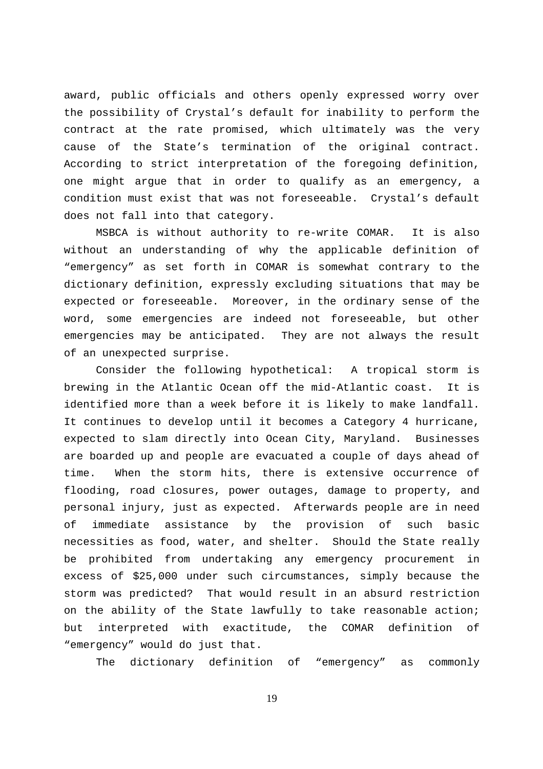award, public officials and others openly expressed worry over the possibility of Crystal's default for inability to perform the contract at the rate promised, which ultimately was the very cause of the State's termination of the original contract. According to strict interpretation of the foregoing definition, one might argue that in order to qualify as an emergency, a condition must exist that was not foreseeable. Crystal's default does not fall into that category.

MSBCA is without authority to re-write COMAR. It is also without an understanding of why the applicable definition of "emergency" as set forth in COMAR is somewhat contrary to the dictionary definition, expressly excluding situations that may be expected or foreseeable. Moreover, in the ordinary sense of the word, some emergencies are indeed not foreseeable, but other emergencies may be anticipated. They are not always the result of an unexpected surprise.

Consider the following hypothetical: A tropical storm is brewing in the Atlantic Ocean off the mid-Atlantic coast. It is identified more than a week before it is likely to make landfall. It continues to develop until it becomes a Category 4 hurricane, expected to slam directly into Ocean City, Maryland. Businesses are boarded up and people are evacuated a couple of days ahead of time. When the storm hits, there is extensive occurrence of flooding, road closures, power outages, damage to property, and personal injury, just as expected. Afterwards people are in need of immediate assistance by the provision of such basic necessities as food, water, and shelter. Should the State really be prohibited from undertaking any emergency procurement in excess of $25,000 under such circumstances, simply because the storm was predicted? That would result in an absurd restriction on the ability of the State lawfully to take reasonable action; but interpreted with exactitude, the COMAR definition of "emergency" would do just that.

The dictionary definition of "emergency" as commonly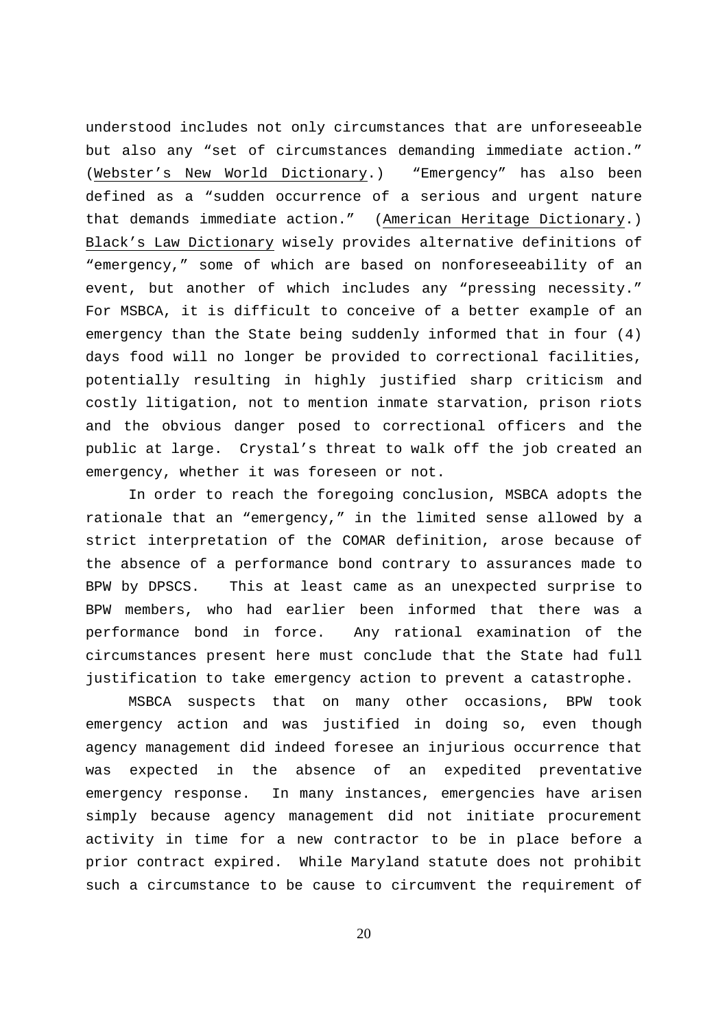understood includes not only circumstances that are unforeseeable but also any "set of circumstances demanding immediate action." (Webster's New World Dictionary.) "Emergency" has also been defined as a "sudden occurrence of a serious and urgent nature that demands immediate action." (American Heritage Dictionary.) Black's Law Dictionary wisely provides alternative definitions of "emergency," some of which are based on nonforeseeability of an event, but another of which includes any "pressing necessity." For MSBCA, it is difficult to conceive of a better example of an emergency than the State being suddenly informed that in four (4) days food will no longer be provided to correctional facilities, potentially resulting in highly justified sharp criticism and costly litigation, not to mention inmate starvation, prison riots and the obvious danger posed to correctional officers and the public at large. Crystal's threat to walk off the job created an emergency, whether it was foreseen or not.

In order to reach the foregoing conclusion, MSBCA adopts the rationale that an "emergency," in the limited sense allowed by a strict interpretation of the COMAR definition, arose because of the absence of a performance bond contrary to assurances made to BPW by DPSCS. This at least came as an unexpected surprise to BPW members, who had earlier been informed that there was a performance bond in force. Any rational examination of the circumstances present here must conclude that the State had full justification to take emergency action to prevent a catastrophe.

MSBCA suspects that on many other occasions, BPW took emergency action and was justified in doing so, even though agency management did indeed foresee an injurious occurrence that was expected in the absence of an expedited preventative emergency response. In many instances, emergencies have arisen simply because agency management did not initiate procurement activity in time for a new contractor to be in place before a prior contract expired. While Maryland statute does not prohibit such a circumstance to be cause to circumvent the requirement of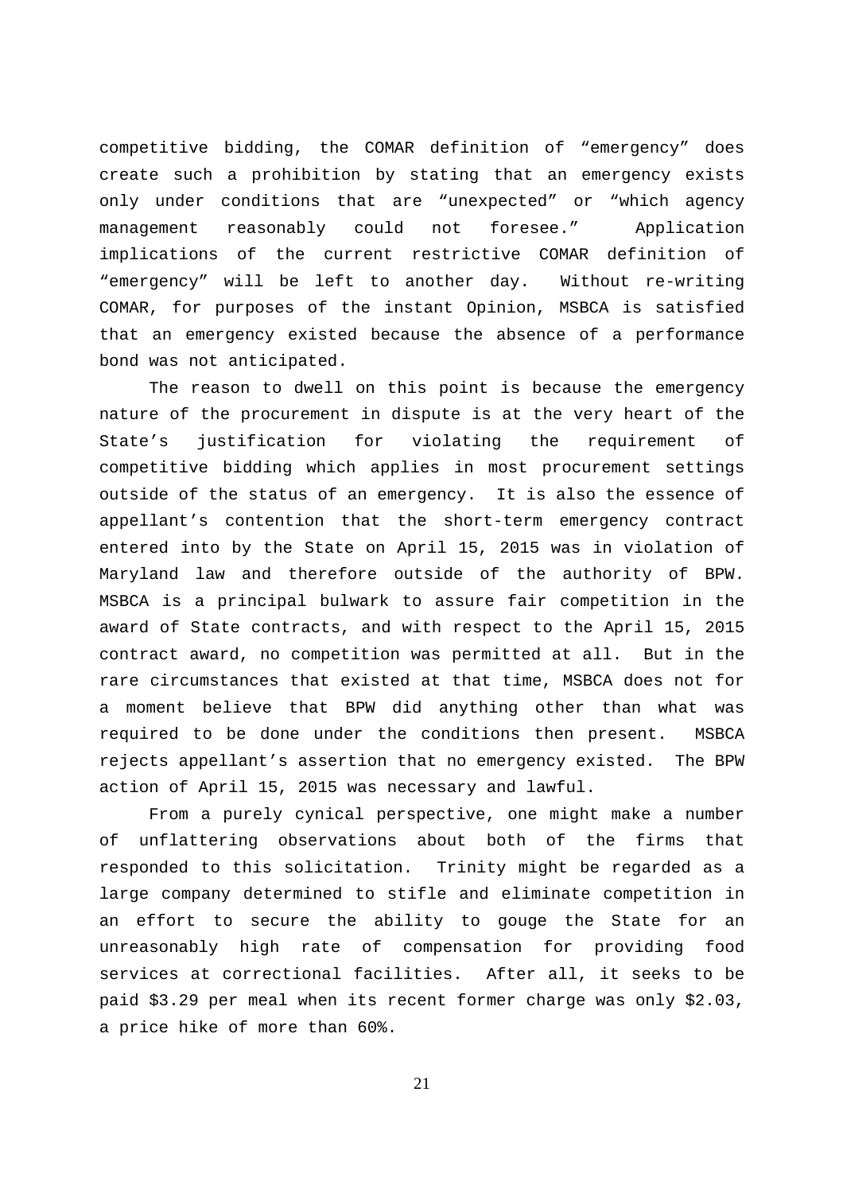competitive bidding, the COMAR definition of "emergency" does create such a prohibition by stating that an emergency exists only under conditions that are "unexpected" or "which agency management reasonably could not foresee." Application implications of the current restrictive COMAR definition of "emergency" will be left to another day. Without re-writing COMAR, for purposes of the instant Opinion, MSBCA is satisfied that an emergency existed because the absence of a performance bond was not anticipated.

The reason to dwell on this point is because the emergency nature of the procurement in dispute is at the very heart of the State's justification for violating the requirement of competitive bidding which applies in most procurement settings outside of the status of an emergency. It is also the essence of appellant's contention that the short-term emergency contract entered into by the State on April 15, 2015 was in violation of Maryland law and therefore outside of the authority of BPW. MSBCA is a principal bulwark to assure fair competition in the award of State contracts, and with respect to the April 15, 2015 contract award, no competition was permitted at all. But in the rare circumstances that existed at that time, MSBCA does not for a moment believe that BPW did anything other than what was required to be done under the conditions then present. MSBCA rejects appellant's assertion that no emergency existed. The BPW action of April 15, 2015 was necessary and lawful.

From a purely cynical perspective, one might make a number of unflattering observations about both of the firms that responded to this solicitation. Trinity might be regarded as a large company determined to stifle and eliminate competition in an effort to secure the ability to gouge the State for an unreasonably high rate of compensation for providing food services at correctional facilities. After all, it seeks to be paid $3.29 per meal when its recent former charge was only $2.03, a price hike of more than 60%.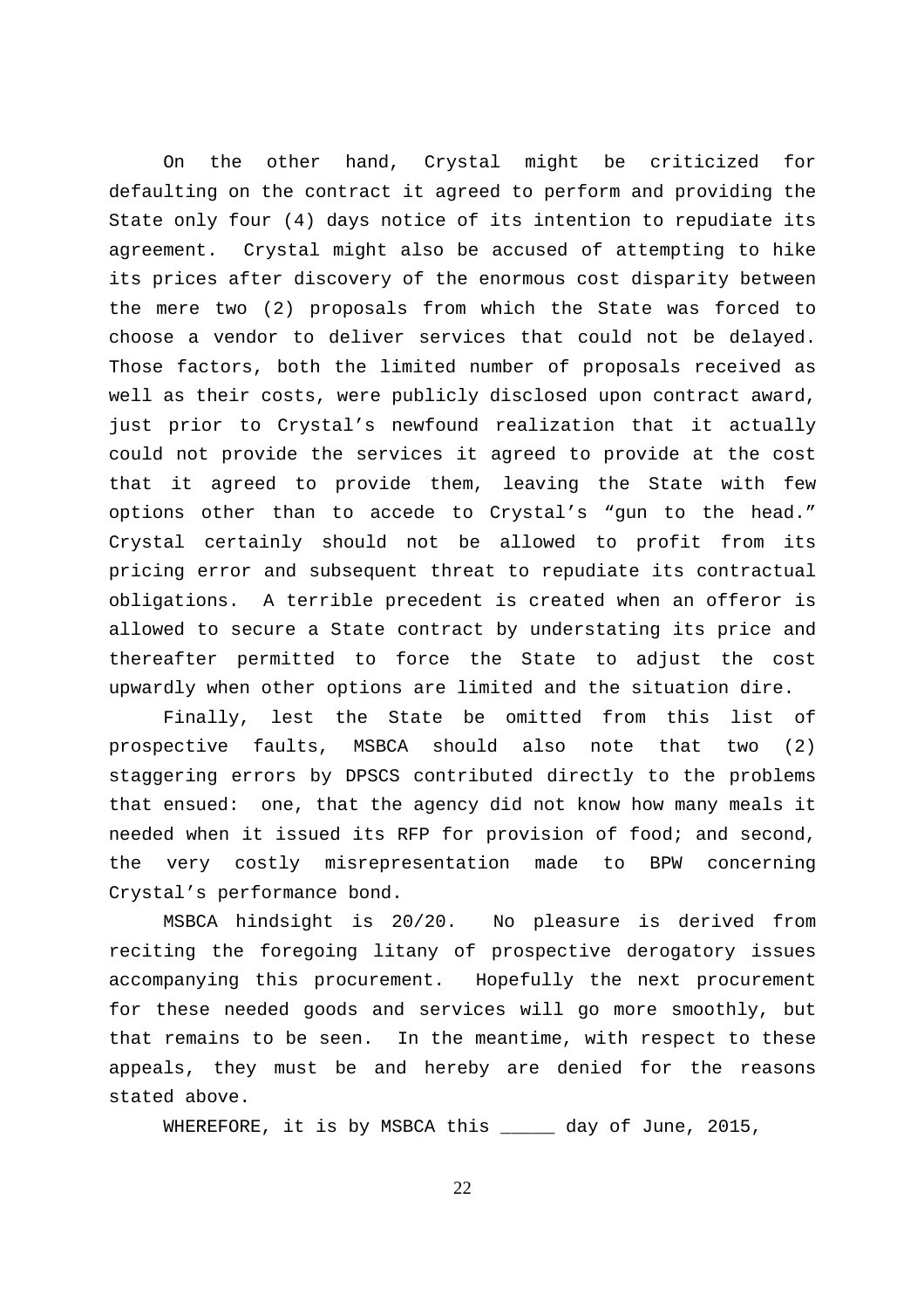On the other hand, Crystal might be criticized for defaulting on the contract it agreed to perform and providing the State only four (4) days notice of its intention to repudiate its agreement. Crystal might also be accused of attempting to hike its prices after discovery of the enormous cost disparity between the mere two (2) proposals from which the State was forced to choose a vendor to deliver services that could not be delayed. Those factors, both the limited number of proposals received as well as their costs, were publicly disclosed upon contract award, just prior to Crystal's newfound realization that it actually could not provide the services it agreed to provide at the cost that it agreed to provide them, leaving the State with few options other than to accede to Crystal's "gun to the head." Crystal certainly should not be allowed to profit from its pricing error and subsequent threat to repudiate its contractual obligations. A terrible precedent is created when an offeror is allowed to secure a State contract by understating its price and thereafter permitted to force the State to adjust the cost upwardly when other options are limited and the situation dire.

Finally, lest the State be omitted from this list of prospective faults, MSBCA should also note that two (2) staggering errors by DPSCS contributed directly to the problems that ensued: one, that the agency did not know how many meals it needed when it issued its RFP for provision of food; and second, the very costly misrepresentation made to BPW concerning Crystal's performance bond.

MSBCA hindsight is 20/20. No pleasure is derived from reciting the foregoing litany of prospective derogatory issues accompanying this procurement. Hopefully the next procurement for these needed goods and services will go more smoothly, but that remains to be seen. In the meantime, with respect to these appeals, they must be and hereby are denied for the reasons stated above.

WHEREFORE, it is by MSBCA this _____ day of June, 2015,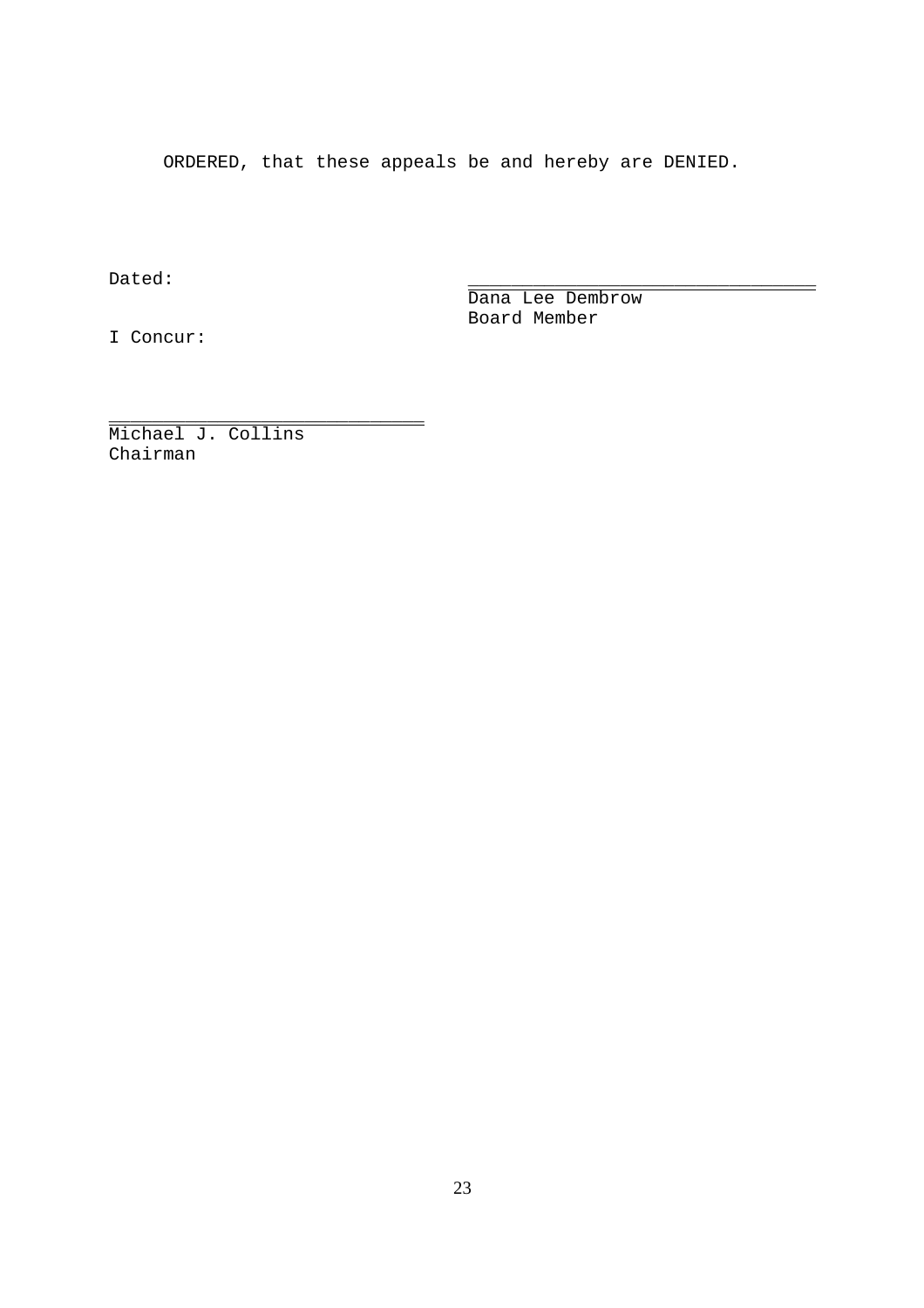ORDERED, that these appeals be and hereby are DENIED.

Dated:

\_\_\_\_\_\_\_\_\_\_\_\_\_\_\_\_\_\_\_\_\_\_\_\_\_\_\_\_\_\_\_\_
Dana Lee Dembrow
Board Member

I Concur:

\_\_\_\_\_\_\_\_\_\_\_\_\_\_\_\_\_\_\_\_\_\_\_\_\_\_\_\_\_\_
Michael J. Collins
Chairman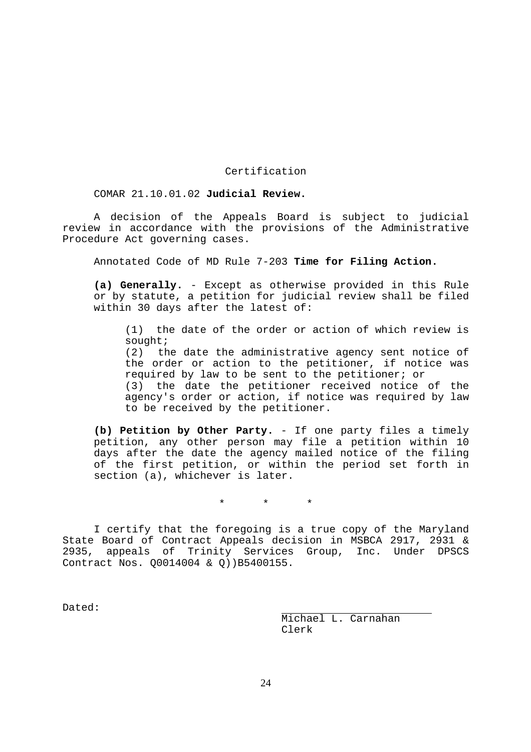Certification

COMAR 21.10.01.02 **Judicial Review.**

A decision of the Appeals Board is subject to judicial review in accordance with the provisions of the Administrative Procedure Act governing cases.

Annotated Code of MD Rule 7-203 **Time for Filing Action.**

**(a) Generally.** - Except as otherwise provided in this Rule or by statute, a petition for judicial review shall be filed within 30 days after the latest of:

(1) the date of the order or action of which review is sought;
(2) the date the administrative agency sent notice of the order or action to the petitioner, if notice was required by law to be sent to the petitioner; or
(3) the date the petitioner received notice of the agency's order or action, if notice was required by law to be received by the petitioner.

**(b) Petition by Other Party.** - If one party files a timely petition, any other person may file a petition within 10 days after the date the agency mailed notice of the filing of the first petition, or within the period set forth in section (a), whichever is later.

\* \* \*

I certify that the foregoing is a true copy of the Maryland State Board of Contract Appeals decision in MSBCA 2917, 2931 & 2935, appeals of Trinity Services Group, Inc. Under DPSCS Contract Nos. Q0014004 & Q))B5400155.

Dated:

Michael L. Carnahan
Clerk